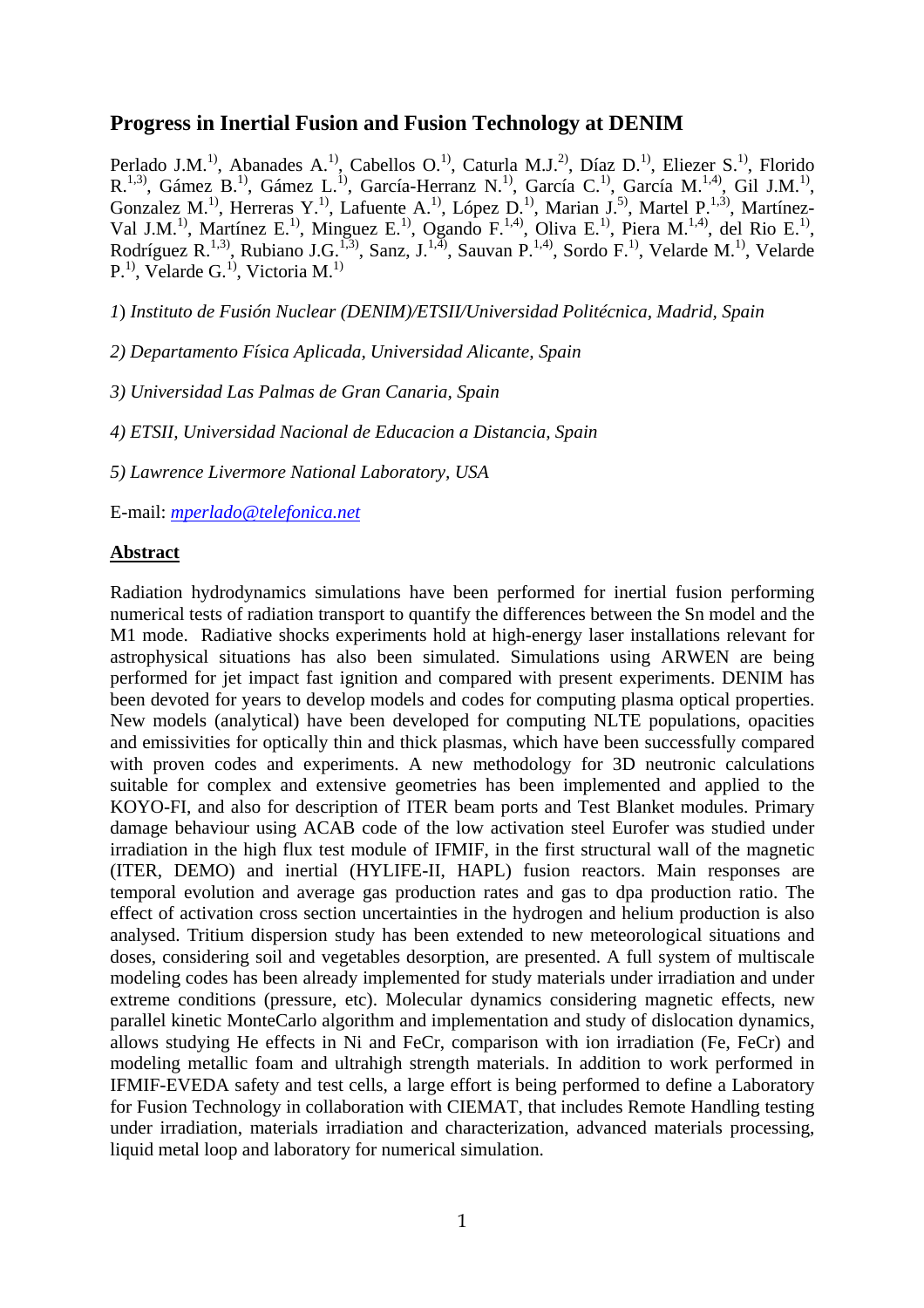# Progress in Inertial Fusion and Fusion Technology at DENIM

Perlado J.M.[1)], Abanades A.[1)], Cabellos O.[1)], Caturla M.J.[2)], Díaz D.[1)], Eliezer S.[1)], Florido R.[1,3)], Gámez B.[1)], Gámez L.[1)], García-Herranz N.[1)], García C.[1)], García M.[1,4)], Gil J.M.[1)], Gonzalez M.[1)], Herreras Y.[1)], Lafuente A.[1)], López D.[1)], Marian J.[5)], Martel P.[1,3)], Martínez-Val J.M.[1)], Martínez E.[1)], Minguez E.[1)], Ogando F.[1,4)], Oliva E.[1)], Piera M.[1,4)], del Rio E.[1)], Rodríguez R.[1,3)], Rubiano J.G.[1,3)], Sanz, J.[1,4)], Sauvan P.[1,4)], Sordo F.[1)], Velarde M.[1)], Velarde P.[1)], Velarde G.[1)], Victoria M.[1)]

*1) Instituto de Fusión Nuclear (DENIM)/ETSII/Universidad Politécnica, Madrid, Spain*

*2) Departamento Física Aplicada, Universidad Alicante, Spain*

*3) Universidad Las Palmas de Gran Canaria, Spain*

*4) ETSII, Universidad Nacional de Educacion a Distancia, Spain*

*5) Lawrence Livermore National Laboratory, USA*

E-mail: *mperlado@telefonica.net*

## Abstract

Radiation hydrodynamics simulations have been performed for inertial fusion performing numerical tests of radiation transport to quantify the differences between the Sn model and the M1 mode. Radiative shocks experiments hold at high-energy laser installations relevant for astrophysical situations has also been simulated. Simulations using ARWEN are being performed for jet impact fast ignition and compared with present experiments. DENIM has been devoted for years to develop models and codes for computing plasma optical properties. New models (analytical) have been developed for computing NLTE populations, opacities and emissivities for optically thin and thick plasmas, which have been successfully compared with proven codes and experiments. A new methodology for 3D neutronic calculations suitable for complex and extensive geometries has been implemented and applied to the KOYO-FI, and also for description of ITER beam ports and Test Blanket modules. Primary damage behaviour using ACAB code of the low activation steel Eurofer was studied under irradiation in the high flux test module of IFMIF, in the first structural wall of the magnetic (ITER, DEMO) and inertial (HYLIFE-II, HAPL) fusion reactors. Main responses are temporal evolution and average gas production rates and gas to dpa production ratio. The effect of activation cross section uncertainties in the hydrogen and helium production is also analysed. Tritium dispersion study has been extended to new meteorological situations and doses, considering soil and vegetables desorption, are presented. A full system of multiscale modeling codes has been already implemented for study materials under irradiation and under extreme conditions (pressure, etc). Molecular dynamics considering magnetic effects, new parallel kinetic MonteCarlo algorithm and implementation and study of dislocation dynamics, allows studying He effects in Ni and FeCr, comparison with ion irradiation (Fe, FeCr) and modeling metallic foam and ultrahigh strength materials. In addition to work performed in IFMIF-EVEDA safety and test cells, a large effort is being performed to define a Laboratory for Fusion Technology in collaboration with CIEMAT, that includes Remote Handling testing under irradiation, materials irradiation and characterization, advanced materials processing, liquid metal loop and laboratory for numerical simulation.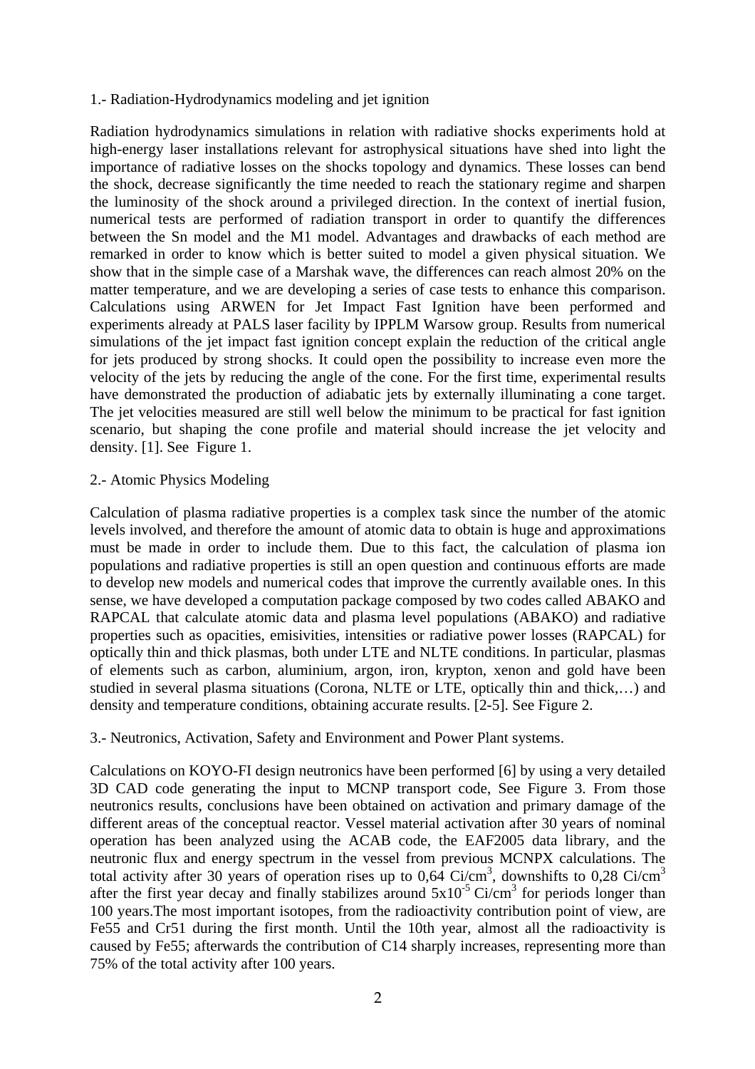## 1.- Radiation-Hydrodynamics modeling and jet ignition

Radiation hydrodynamics simulations in relation with radiative shocks experiments hold at high-energy laser installations relevant for astrophysical situations have shed into light the importance of radiative losses on the shocks topology and dynamics. These losses can bend the shock, decrease significantly the time needed to reach the stationary regime and sharpen the luminosity of the shock around a privileged direction. In the context of inertial fusion, numerical tests are performed of radiation transport in order to quantify the differences between the Sn model and the M1 model. Advantages and drawbacks of each method are remarked in order to know which is better suited to model a given physical situation. We show that in the simple case of a Marshak wave, the differences can reach almost 20% on the matter temperature, and we are developing a series of case tests to enhance this comparison. Calculations using ARWEN for Jet Impact Fast Ignition have been performed and experiments already at PALS laser facility by IPPLM Warsow group. Results from numerical simulations of the jet impact fast ignition concept explain the reduction of the critical angle for jets produced by strong shocks. It could open the possibility to increase even more the velocity of the jets by reducing the angle of the cone. For the first time, experimental results have demonstrated the production of adiabatic jets by externally illuminating a cone target. The jet velocities measured are still well below the minimum to be practical for fast ignition scenario, but shaping the cone profile and material should increase the jet velocity and density. [1]. See Figure 1.

## 2.- Atomic Physics Modeling

Calculation of plasma radiative properties is a complex task since the number of the atomic levels involved, and therefore the amount of atomic data to obtain is huge and approximations must be made in order to include them. Due to this fact, the calculation of plasma ion populations and radiative properties is still an open question and continuous efforts are made to develop new models and numerical codes that improve the currently available ones. In this sense, we have developed a computation package composed by two codes called ABAKO and RAPCAL that calculate atomic data and plasma level populations (ABAKO) and radiative properties such as opacities, emisivities, intensities or radiative power losses (RAPCAL) for optically thin and thick plasmas, both under LTE and NLTE conditions. In particular, plasmas of elements such as carbon, aluminium, argon, iron, krypton, xenon and gold have been studied in several plasma situations (Corona, NLTE or LTE, optically thin and thick,…) and density and temperature conditions, obtaining accurate results. [2-5]. See Figure 2.

## 3.- Neutronics, Activation, Safety and Environment and Power Plant systems.

Calculations on KOYO-FI design neutronics have been performed [6] by using a very detailed 3D CAD code generating the input to MCNP transport code, See Figure 3. From those neutronics results, conclusions have been obtained on activation and primary damage of the different areas of the conceptual reactor. Vessel material activation after 30 years of nominal operation has been analyzed using the ACAB code, the EAF2005 data library, and the neutronic flux and energy spectrum in the vessel from previous MCNPX calculations. The total activity after 30 years of operation rises up to 0,64 $Ci/cm^3$, downshifts to 0,28 $Ci/cm^3$ after the first year decay and finally stabilizes around $5x10^{-5}$ $Ci/cm^3$ for periods longer than 100 years.The most important isotopes, from the radioactivity contribution point of view, are Fe55 and Cr51 during the first month. Until the 10th year, almost all the radioactivity is caused by Fe55; afterwards the contribution of C14 sharply increases, representing more than 75% of the total activity after 100 years.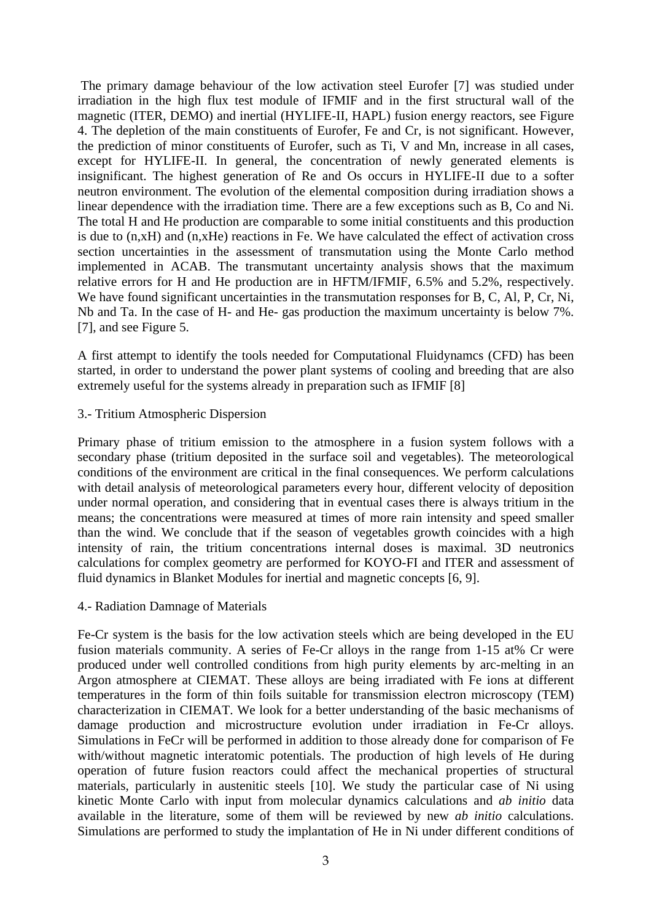The primary damage behaviour of the low activation steel Eurofer [7] was studied under irradiation in the high flux test module of IFMIF and in the first structural wall of the magnetic (ITER, DEMO) and inertial (HYLIFE-II, HAPL) fusion energy reactors, see Figure 4. The depletion of the main constituents of Eurofer, Fe and Cr, is not significant. However, the prediction of minor constituents of Eurofer, such as Ti, V and Mn, increase in all cases, except for HYLIFE-II. In general, the concentration of newly generated elements is insignificant. The highest generation of Re and Os occurs in HYLIFE-II due to a softer neutron environment. The evolution of the elemental composition during irradiation shows a linear dependence with the irradiation time. There are a few exceptions such as B, Co and Ni. The total H and He production are comparable to some initial constituents and this production is due to (n,xH) and (n,xHe) reactions in Fe. We have calculated the effect of activation cross section uncertainties in the assessment of transmutation using the Monte Carlo method implemented in ACAB. The transmutant uncertainty analysis shows that the maximum relative errors for H and He production are in HFTM/IFMIF, 6.5% and 5.2%, respectively. We have found significant uncertainties in the transmutation responses for B, C, Al, P, Cr, Ni, Nb and Ta. In the case of H- and He- gas production the maximum uncertainty is below 7%. [7], and see Figure 5.

A first attempt to identify the tools needed for Computational Fluidynamcs (CFD) has been started, in order to understand the power plant systems of cooling and breeding that are also extremely useful for the systems already in preparation such as IFMIF [8]

## 3.- Tritium Atmospheric Dispersion

Primary phase of tritium emission to the atmosphere in a fusion system follows with a secondary phase (tritium deposited in the surface soil and vegetables). The meteorological conditions of the environment are critical in the final consequences. We perform calculations with detail analysis of meteorological parameters every hour, different velocity of deposition under normal operation, and considering that in eventual cases there is always tritium in the means; the concentrations were measured at times of more rain intensity and speed smaller than the wind. We conclude that if the season of vegetables growth coincides with a high intensity of rain, the tritium concentrations internal doses is maximal. 3D neutronics calculations for complex geometry are performed for KOYO-FI and ITER and assessment of fluid dynamics in Blanket Modules for inertial and magnetic concepts [6, 9].

## 4.- Radiation Damnage of Materials

Fe-Cr system is the basis for the low activation steels which are being developed in the EU fusion materials community. A series of Fe-Cr alloys in the range from 1-15 at% Cr were produced under well controlled conditions from high purity elements by arc-melting in an Argon atmosphere at CIEMAT. These alloys are being irradiated with Fe ions at different temperatures in the form of thin foils suitable for transmission electron microscopy (TEM) characterization in CIEMAT. We look for a better understanding of the basic mechanisms of damage production and microstructure evolution under irradiation in Fe-Cr alloys. Simulations in FeCr will be performed in addition to those already done for comparison of Fe with/without magnetic interatomic potentials. The production of high levels of He during operation of future fusion reactors could affect the mechanical properties of structural materials, particularly in austenitic steels [10]. We study the particular case of Ni using kinetic Monte Carlo with input from molecular dynamics calculations and *ab initio* data available in the literature, some of them will be reviewed by new *ab initio* calculations. Simulations are performed to study the implantation of He in Ni under different conditions of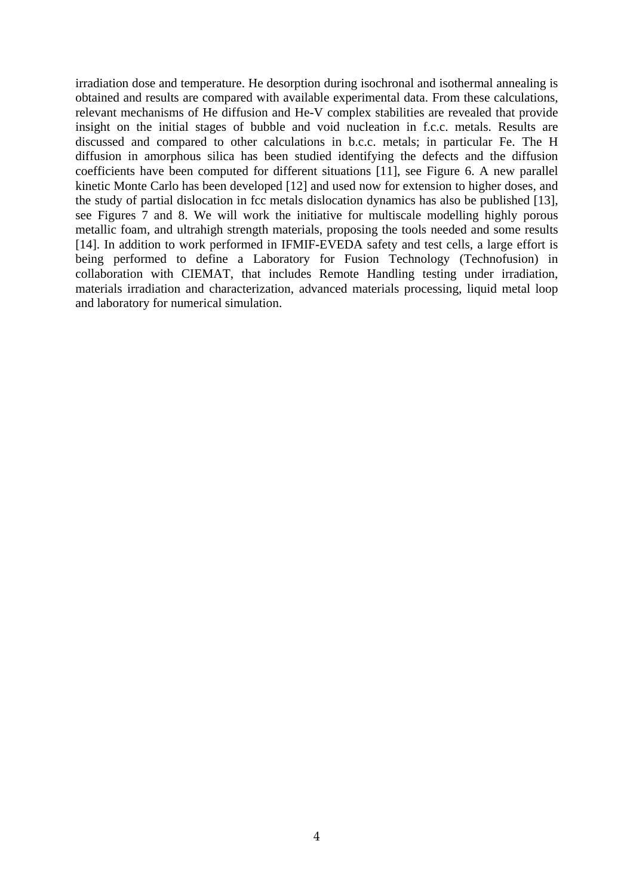irradiation dose and temperature. He desorption during isochronal and isothermal annealing is obtained and results are compared with available experimental data. From these calculations, relevant mechanisms of He diffusion and He-V complex stabilities are revealed that provide insight on the initial stages of bubble and void nucleation in f.c.c. metals. Results are discussed and compared to other calculations in b.c.c. metals; in particular Fe. The H diffusion in amorphous silica has been studied identifying the defects and the diffusion coefficients have been computed for different situations [11], see Figure 6. A new parallel kinetic Monte Carlo has been developed [12] and used now for extension to higher doses, and the study of partial dislocation in fcc metals dislocation dynamics has also be published [13], see Figures 7 and 8. We will work the initiative for multiscale modelling highly porous metallic foam, and ultrahigh strength materials, proposing the tools needed and some results [14]. In addition to work performed in IFMIF-EVEDA safety and test cells, a large effort is being performed to define a Laboratory for Fusion Technology (Technofusion) in collaboration with CIEMAT, that includes Remote Handling testing under irradiation, materials irradiation and characterization, advanced materials processing, liquid metal loop and laboratory for numerical simulation.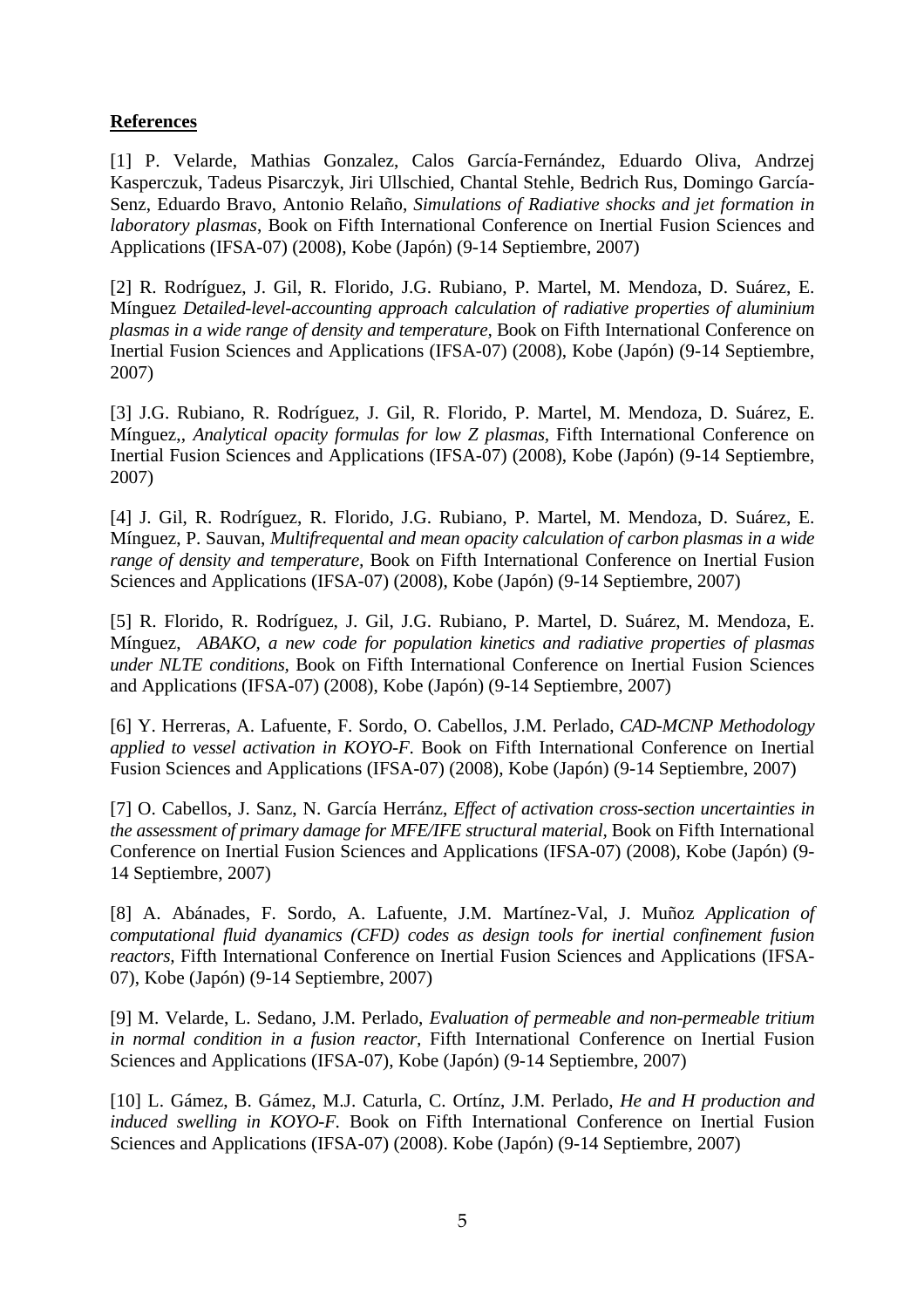**References**

[1] P. Velarde, Mathias Gonzalez, Calos García-Fernández, Eduardo Oliva, Andrzej Kasperczuk, Tadeus Pisarczyk, Jiri Ullschied, Chantal Stehle, Bedrich Rus, Domingo García-Senz, Eduardo Bravo, Antonio Relaño, *Simulations of Radiative shocks and jet formation in laboratory plasmas*, Book on Fifth International Conference on Inertial Fusion Sciences and Applications (IFSA-07) (2008), Kobe (Japón) (9-14 Septiembre, 2007)

[2] R. Rodríguez, J. Gil, R. Florido, J.G. Rubiano, P. Martel, M. Mendoza, D. Suárez, E. Mínguez *Detailed-level-accounting approach calculation of radiative properties of aluminium plasmas in a wide range of density and temperature*, Book on Fifth International Conference on Inertial Fusion Sciences and Applications (IFSA-07) (2008), Kobe (Japón) (9-14 Septiembre, 2007)

[3] J.G. Rubiano, R. Rodríguez, J. Gil, R. Florido, P. Martel, M. Mendoza, D. Suárez, E. Mínguez,, *Analytical opacity formulas for low Z plasmas*, Fifth International Conference on Inertial Fusion Sciences and Applications (IFSA-07) (2008), Kobe (Japón) (9-14 Septiembre, 2007)

[4] J. Gil, R. Rodríguez, R. Florido, J.G. Rubiano, P. Martel, M. Mendoza, D. Suárez, E. Mínguez, P. Sauvan, *Multifrequental and mean opacity calculation of carbon plasmas in a wide range of density and temperature,* Book on Fifth International Conference on Inertial Fusion Sciences and Applications (IFSA-07) (2008), Kobe (Japón) (9-14 Septiembre, 2007)

[5] R. Florido, R. Rodríguez, J. Gil, J.G. Rubiano, P. Martel, D. Suárez, M. Mendoza, E. Mínguez, *ABAKO, a new code for population kinetics and radiative properties of plasmas under NLTE conditions*, Book on Fifth International Conference on Inertial Fusion Sciences and Applications (IFSA-07) (2008), Kobe (Japón) (9-14 Septiembre, 2007)

[6] Y. Herreras, A. Lafuente, F. Sordo, O. Cabellos, J.M. Perlado, *CAD-MCNP Methodology applied to vessel activation in KOYO-F*. Book on Fifth International Conference on Inertial Fusion Sciences and Applications (IFSA-07) (2008), Kobe (Japón) (9-14 Septiembre, 2007)

[7] O. Cabellos, J. Sanz, N. García Herránz, *Effect of activation cross-section uncertainties in the assessment of primary damage for MFE/IFE structural material*, Book on Fifth International Conference on Inertial Fusion Sciences and Applications (IFSA-07) (2008), Kobe (Japón) (9-14 Septiembre, 2007)

[8] A. Abánades, F. Sordo, A. Lafuente, J.M. Martínez-Val, J. Muñoz *Application of computational fluid dyanamics (CFD) codes as design tools for inertial confinement fusion reactors*, Fifth International Conference on Inertial Fusion Sciences and Applications (IFSA-07), Kobe (Japón) (9-14 Septiembre, 2007)

[9] M. Velarde, L. Sedano, J.M. Perlado, *Evaluation of permeable and non-permeable tritium in normal condition in a fusion reactor*, Fifth International Conference on Inertial Fusion Sciences and Applications (IFSA-07), Kobe (Japón) (9-14 Septiembre, 2007)

[10] L. Gámez, B. Gámez, M.J. Caturla, C. Ortínz, J.M. Perlado, *He and H production and induced swelling in KOYO-F.* Book on Fifth International Conference on Inertial Fusion Sciences and Applications (IFSA-07) (2008). Kobe (Japón) (9-14 Septiembre, 2007)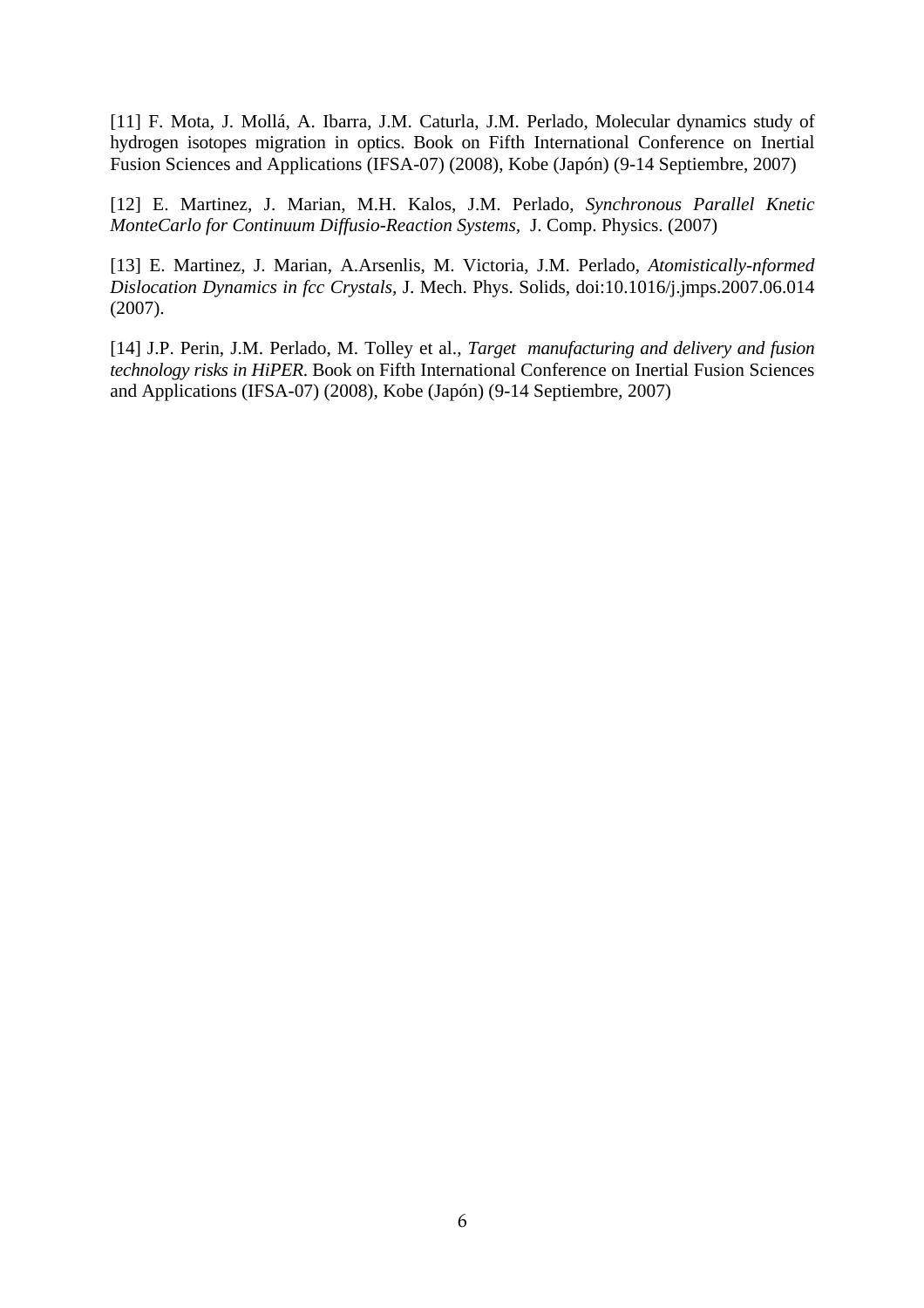[11] F. Mota, J. Mollá, A. Ibarra, J.M. Caturla, J.M. Perlado, Molecular dynamics study of hydrogen isotopes migration in optics. Book on Fifth International Conference on Inertial Fusion Sciences and Applications (IFSA-07) (2008), Kobe (Japón) (9-14 Septiembre, 2007)

[12] E. Martinez, J. Marian, M.H. Kalos, J.M. Perlado, *Synchronous Parallel Knetic MonteCarlo for Continuum Diffusio-Reaction Systems*, J. Comp. Physics. (2007)

[13] E. Martinez, J. Marian, A.Arsenlis, M. Victoria, J.M. Perlado, *Atomistically-nformed Dislocation Dynamics in fcc Crystals*, J. Mech. Phys. Solids, doi:10.1016/j.jmps.2007.06.014 (2007).

[14] J.P. Perin, J.M. Perlado, M. Tolley et al., *Target manufacturing and delivery and fusion technology risks in HiPER*. Book on Fifth International Conference on Inertial Fusion Sciences and Applications (IFSA-07) (2008), Kobe (Japón) (9-14 Septiembre, 2007)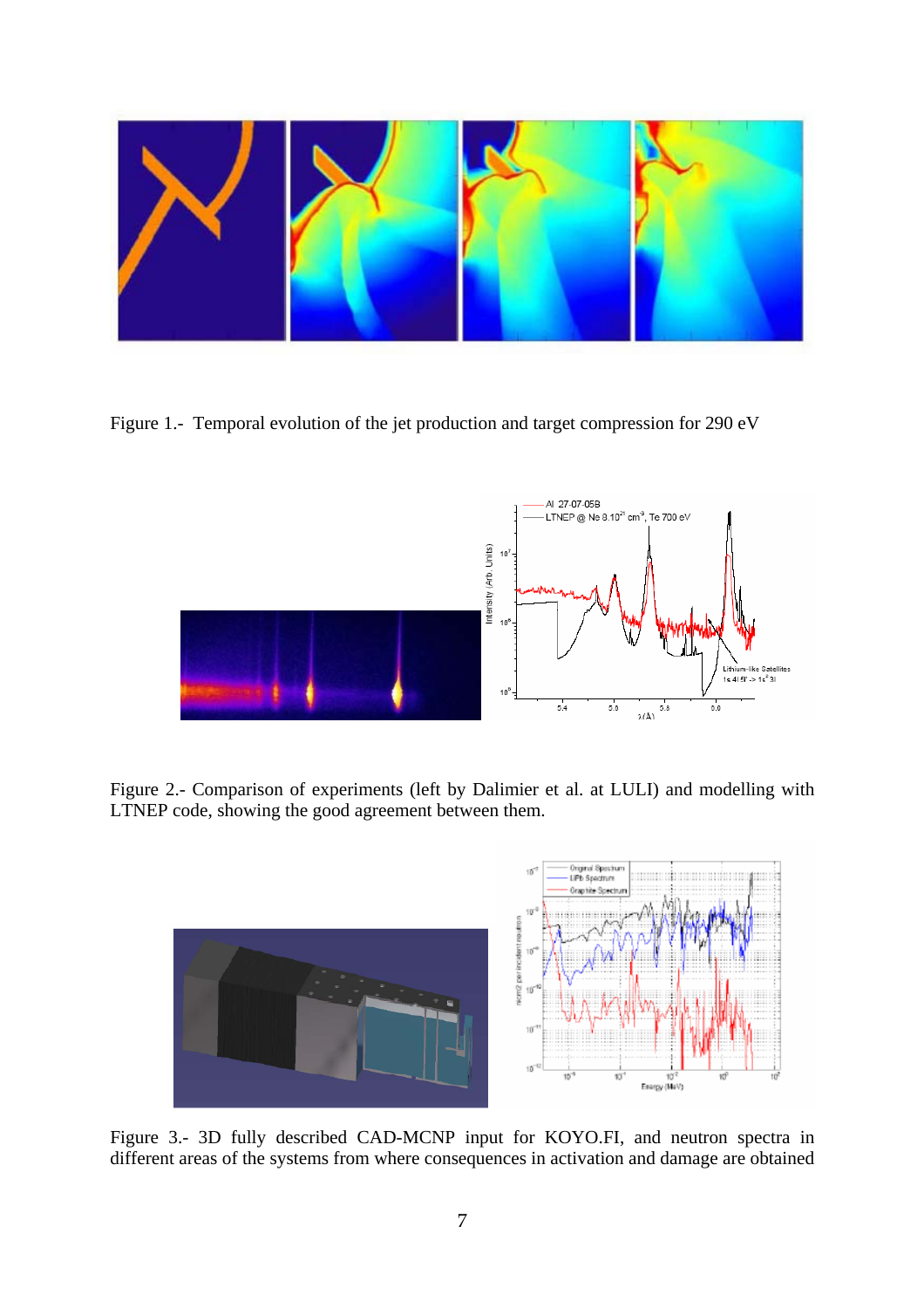Figure 1.- Temporal evolution of the jet production and target compression for 290 eV

Figure 2.- Comparison of experiments (left by Dalimier et al. at LULI) and modelling with LTNEP code, showing the good agreement between them.

Figure 3.- 3D fully described CAD-MCNP input for KOYO.FI, and neutron spectra in different areas of the systems from where consequences in activation and damage are obtained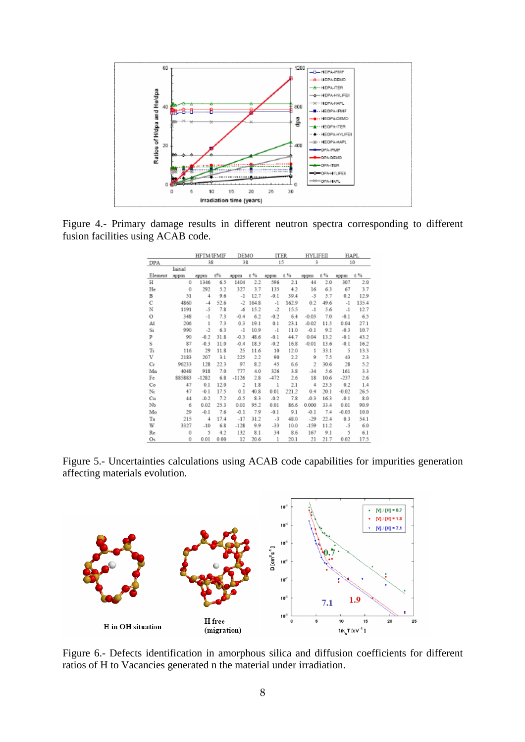Figure 4.- Primary damage results in different neutron spectra corresponding to different fusion facilities using ACAB code.

| DPA | | HFTM/IFMIF | | DEMO | | ITER | | HYLIFEII | | HAPL | |
|---|---|---|---|---|---|---|---|---|---|---|---|
| | | 38 | | 38 | | 15 | | 3 | | 10 | |
| Element | Initial appm | appm | ε% | appm | ε % | appm | ε % | appm | ε % | appm | ε % |
| H | 0 | 1346 | 6.5 | 1404 | 2.2 | 596 | 2.1 | 44 | 2.0 | 307 | 2.0 |
| He | 0 | 292 | 5.2 | 327 | 3.7 | 135 | 4.2 | 16 | 6.3 | 67 | 3.7 |
| B | 51 | 4 | 9.6 | -1 | 12.7 | -0.1 | 39.4 | -3 | 5.7 | 0.2 | 12.9 |
| C | 4860 | -4 | 52.6 | -2 | 164.8 | -1 | 162.9 | 0.2 | 49.6 | -1 | 135.4 |
| N | 1191 | -5 | 7.8 | -6 | 15.2 | -2 | 15.5 | -1 | 5.6 | -1 | 12.7 |
| O | 348 | -1 | 7.3 | -0.4 | 6.2 | -0.2 | 6.4 | -0.03 | 7.0 | -0.1 | 6.5 |
| Al | 206 | 1 | 7.3 | 0.3 | 19.1 | 0.1 | 23.1 | -0.02 | 11.5 | 0.04 | 27.1 |
| Si | 990 | -2 | 6.3 | -1 | 10.9 | -1 | 11.0 | -0.1 | 9.2 | -0.3 | 10.7 |
| P | 90 | -0.2 | 31.8 | -0.3 | 48.6 | -0.1 | 44.7 | 0.04 | 13.2 | -0.1 | 43.2 |
| S | 87 | -0.3 | 11.0 | -0.4 | 18.3 | -0.2 | 16.8 | -0.01 | 13.6 | -0.1 | 16.2 |
| Ti | 116 | 29 | 11.8 | 25 | 11.6 | 10 | 12.0 | 1 | 33.1 | 5 | 13.3 |
| V | 2183 | 207 | 3.1 | 225 | 2.2 | 90 | 2.2 | 9 | 7.5 | 43 | 2.3 |
| Cr | 96233 | 128 | 22.3 | 97 | 8.2 | 45 | 6.6 | 2 | 30.6 | 28 | 5.2 |
| Mn | 4048 | 918 | 7.0 | 777 | 4.0 | 326 | 3.8 | -34 | 5.6 | 161 | 3.3 |
| Fe | 885883 | -1282 | 6.8 | -1126 | 2.8 | -472 | 2.6 | 18 | 10.6 | -237 | 2.6 |
| Co | 47 | 0.1 | 12.0 | 2 | 1.8 | 1 | 2.1 | 4 | 23.3 | 0.2 | 1.4 |
| Ni | 47 | -0.1 | 17.5 | 0.1 | 40.8 | 0.01 | 221.2 | 0.4 | 20.1 | -0.02 | 26.5 |
| Cu | 44 | -0.2 | 7.2 | -0.5 | 8.3 | -0.2 | 7.8 | -0.3 | 16.3 | -0.1 | 8.0 |
| Nb | 6 | 0.02 | 25.3 | 0.01 | 95.2 | 0.01 | 86.6 | 0.000 | 33.4 | 0.01 | 90.9 |
| Mo | 29 | -0.1 | 7.6 | -0.1 | 7.9 | -0.1 | 9.1 | -0.1 | 7.4 | -0.03 | 10.0 |
| Ta | 215 | 4 | 17.4 | -17 | 31.2 | -3 | 48.0 | -29 | 22.4 | 0.3 | 54.1 |
| W | 3327 | -10 | 6.8 | -128 | 9.9 | -33 | 10.0 | -159 | 11.2 | -5 | 6.0 |
| Re | 0 | 5 | 4.2 | 132 | 8.1 | 34 | 8.6 | 167 | 9.1 | 5 | 6.1 |
| Os | 0 | 0.01 | 0.00 | 12 | 20.6 | 1 | 20.1 | 21 | 21.7 | 0.02 | 17.5 |

Figure 5.- Uncertainties calculations using ACAB code capabilities for impurities generation affecting materials evolution.

Figure 6.- Defects identification in amorphous silica and diffusion coefficients for different ratios of H to Vacancies generated n the material under irradiation.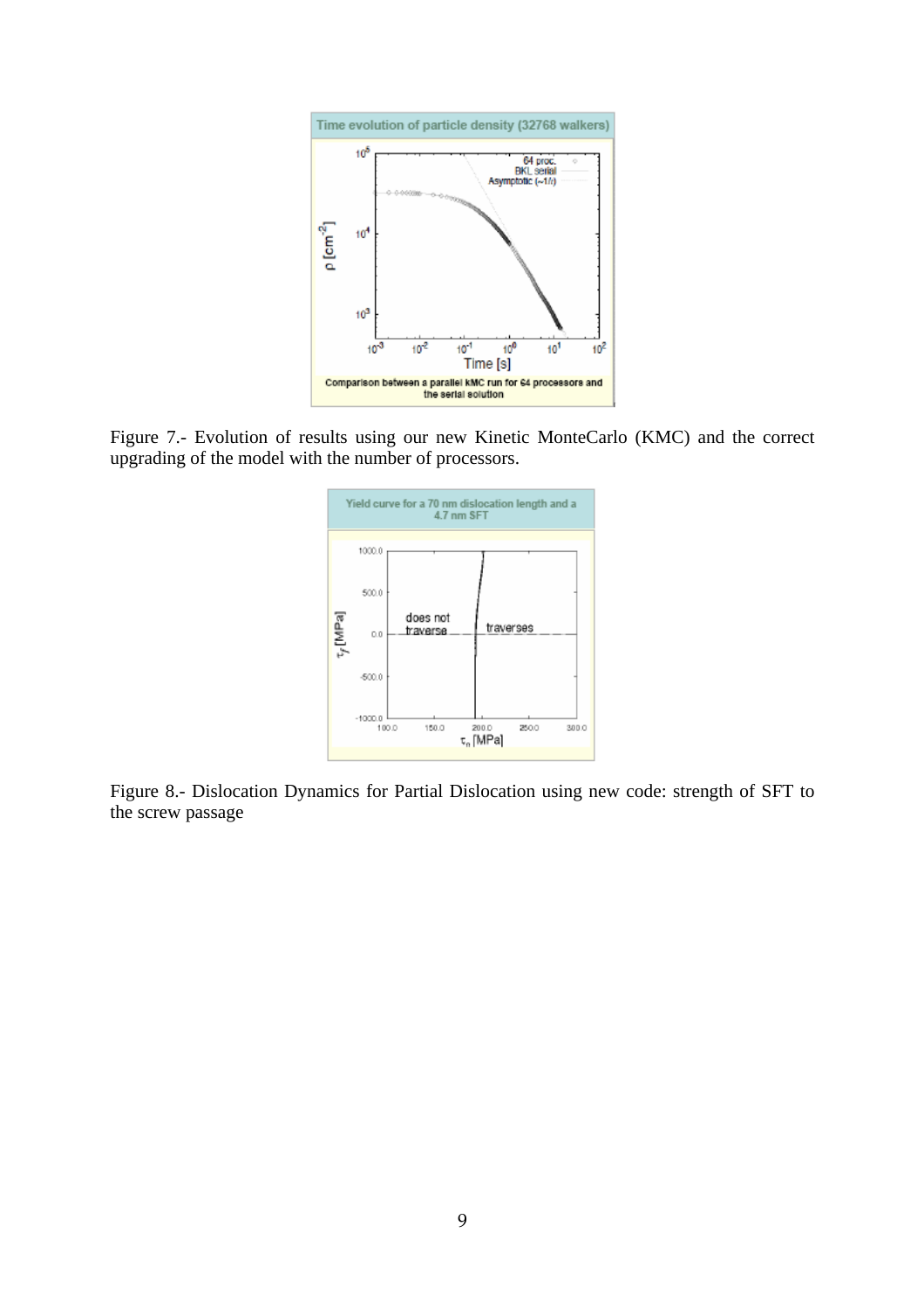Time evolution of particle density (32768 walkers)

$10^5$
$10^4$
$10^3$
$\rho$ [cm$^{-2}$]
64 proc.
BKL serial
Asymptotic (~1/t)
$10^{-3}$ $10^{-2}$ $10^{-1}$ $10^0$ $10^1$ $10^2$
Time [s]

Comparison between a parallel kMC run for 64 processors and the serial solution

Figure 7.- Evolution of results using our new Kinetic MonteCarlo (KMC) and the correct upgrading of the model with the number of processors.

Yield curve for a 70 nm dislocation length and a 4.7 nm SFT

1000.0
500.0
0.0
-500.0
-1000.0
$\tau_f$ [MPa]
does not traverse
traverses
100.0 150.0 200.0 250.0 300.0
$\tau_n$ [MPa]

Figure 8.- Dislocation Dynamics for Partial Dislocation using new code: strength of SFT to the screw passage